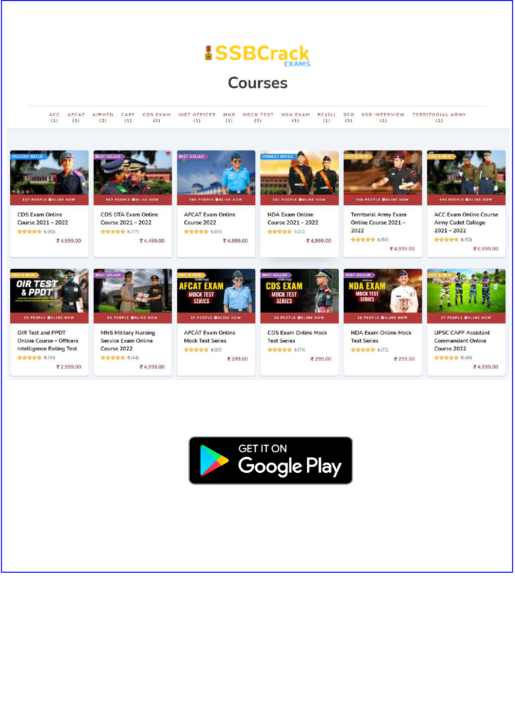# SSBCrack EXAMS

## Courses

ACC (1) AFCAT (1) AIRMEN (2) CAPF (1) CDS EXAM (2) INET OFFICER (1) MNS (1) MOCK TEST (3) NDA EXAM (1) PC(SL) (1) SCO (1) SSB INTERVIEW (1) TERRITORIAL ARMY (1)

HIGHEST RATED
817 PEOPLE ONLINE NOW
CDS Exam Online Course 2021 – 2022
5 (80)
₹ 4,999.00

BEST SELLER
997 PEOPLE ONLINE NOW
CDS OTA Exam Online Course 2021 – 2022
5 (77)
₹ 4,499.00

BEST SELLER
200 PEOPLE ONLINE NOW
AFCAT Exam Online Course 2022
5 (64)
₹ 4,999.00

HIGHEST RATED
561 PEOPLE ONLINE NOW
NDA Exam Online Course 2021 – 2022
5 (72)
₹ 4,999.00

HOT & NEW
740 PEOPLE ONLINE NOW
Territorial Army Exam Online Course 2021 – 2022
5 (53)
₹ 4,999.00

HOT & NEW
995 PEOPLE ONLINE NOW
ACC Exam Online Course Army Cadet College 2021 – 2022
5 (53)
₹ 6,999.00

HOT & NEW
90 PEOPLE ONLINE NOW
OIR Test and PPDT Online Course – Officers Intelligence Rating Test
5 (50)
₹ 2,999.00

BEST SELLER
98 PEOPLE ONLINE NOW
MNS Military Nursing Service Exam Online Course 2022
5 (44)
₹ 4,999.00

HOT & NEW
37 PEOPLE ONLINE NOW
AFCAT Exam Online Mock Test Series
5 (65)
₹ 299.00

BEST SELLER
36 PEOPLE ONLINE NOW
CDS Exam Online Mock Test Series
5 (79)
₹ 299.00

BEST SELLER
18 PEOPLE ONLINE NOW
NDA Exam Online Mock Test Series
5 (72)
₹ 299.00

HOT & NEW
37 PEOPLE ONLINE NOW
UPSC CAPF Assistant Commandant Online Course 2022
5 (46)
₹ 4,999.00

GET IT ON Google Play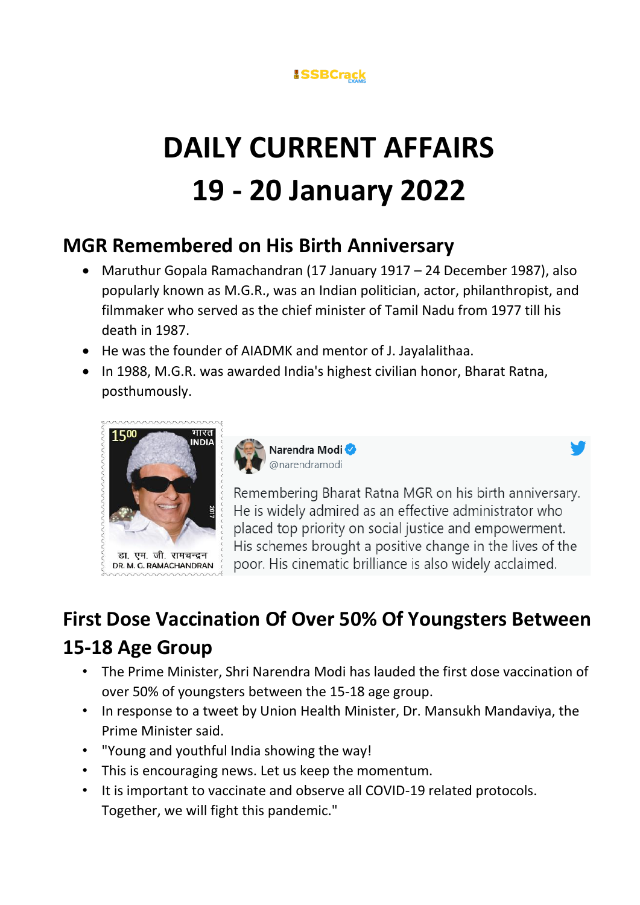# DAILY CURRENT AFFAIRS 19 - 20 January 2022

## MGR Remembered on His Birth Anniversary

- Maruthur Gopala Ramachandran (17 January 1917 – 24 December 1987), also popularly known as M.G.R., was an Indian politician, actor, philanthropist, and filmmaker who served as the chief minister of Tamil Nadu from 1977 till his death in 1987.
- He was the founder of AIADMK and mentor of J. Jayalalithaa.
- In 1988, M.G.R. was awarded India's highest civilian honor, Bharat Ratna, posthumously.

15⁰⁰ भारत INDIA
2017
डा. एम. जी. रामचन्द्रन
DR. M. G. RAMACHANDRAN

Narendra Modi
@narendramodi

Remembering Bharat Ratna MGR on his birth anniversary. He is widely admired as an effective administrator who placed top priority on social justice and empowerment. His schemes brought a positive change in the lives of the poor. His cinematic brilliance is also widely acclaimed.

## First Dose Vaccination Of Over 50% Of Youngsters Between 15-18 Age Group

- The Prime Minister, Shri Narendra Modi has lauded the first dose vaccination of over 50% of youngsters between the 15-18 age group.
- In response to a tweet by Union Health Minister, Dr. Mansukh Mandaviya, the Prime Minister said.
- "Young and youthful India showing the way!
- This is encouraging news. Let us keep the momentum.
- It is important to vaccinate and observe all COVID-19 related protocols. Together, we will fight this pandemic."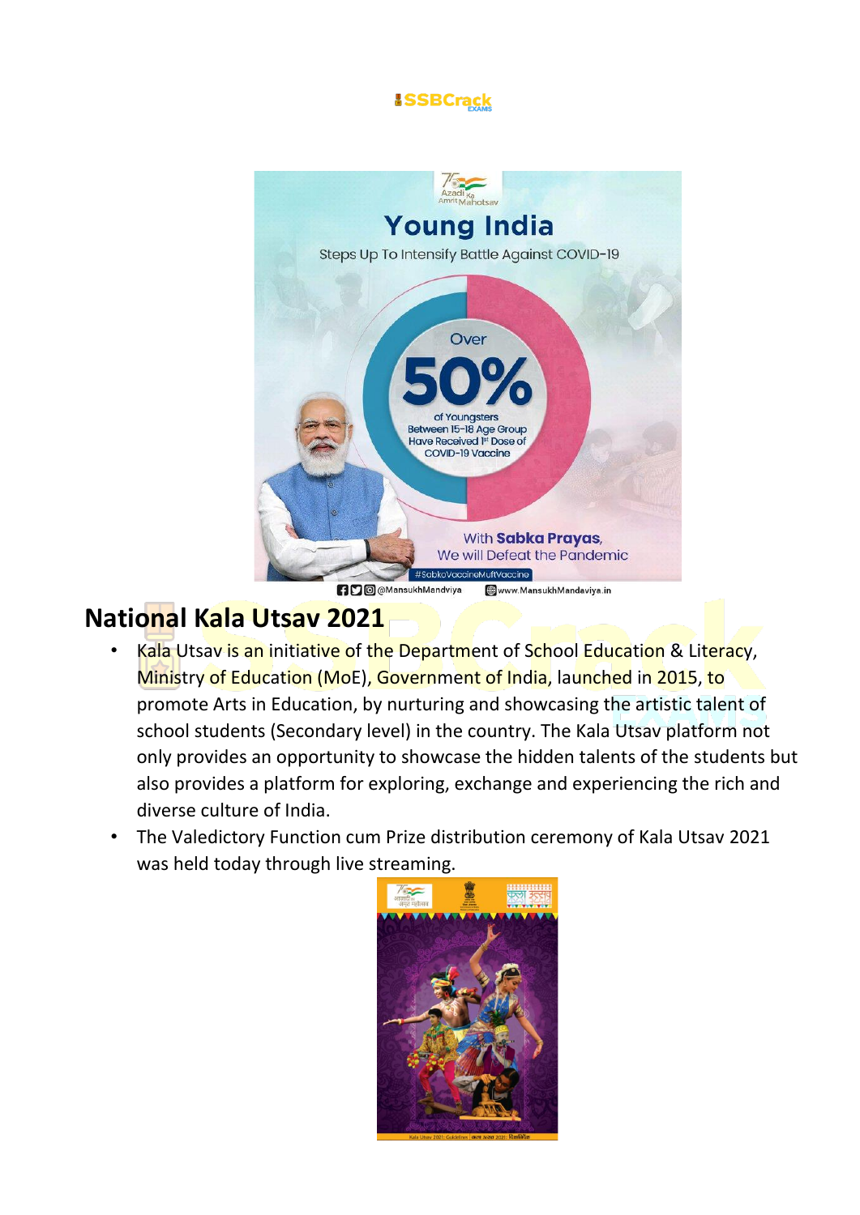## National Kala Utsav 2021

- Kala Utsav is an initiative of the Department of School Education & Literacy, Ministry of Education (MoE), Government of India, launched in 2015, to promote Arts in Education, by nurturing and showcasing the artistic talent of school students (Secondary level) in the country. The Kala Utsav platform not only provides an opportunity to showcase the hidden talents of the students but also provides a platform for exploring, exchange and experiencing the rich and diverse culture of India.
- The Valedictory Function cum Prize distribution ceremony of Kala Utsav 2021 was held today through live streaming.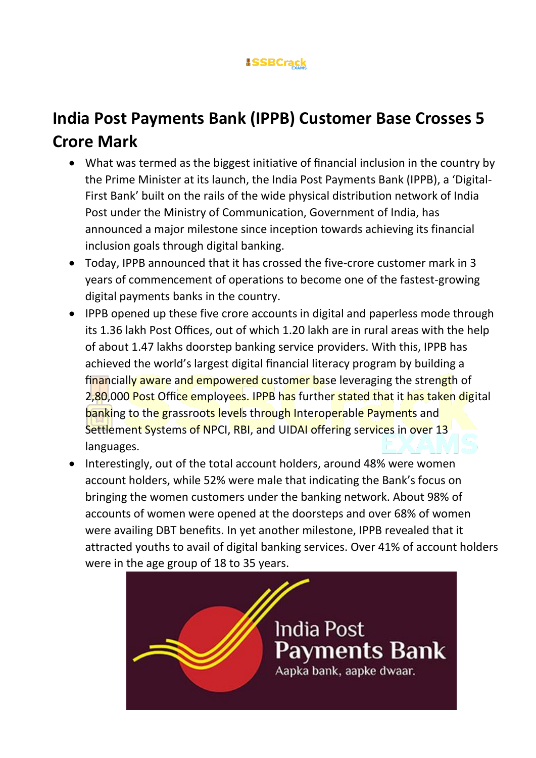## India Post Payments Bank (IPPB) Customer Base Crosses 5 Crore Mark

- What was termed as the biggest initiative of financial inclusion in the country by the Prime Minister at its launch, the India Post Payments Bank (IPPB), a 'Digital-First Bank' built on the rails of the wide physical distribution network of India Post under the Ministry of Communication, Government of India, has announced a major milestone since inception towards achieving its financial inclusion goals through digital banking.
- Today, IPPB announced that it has crossed the five-crore customer mark in 3 years of commencement of operations to become one of the fastest-growing digital payments banks in the country.
- IPPB opened up these five crore accounts in digital and paperless mode through its 1.36 lakh Post Offices, out of which 1.20 lakh are in rural areas with the help of about 1.47 lakhs doorstep banking service providers. With this, IPPB has achieved the world's largest digital financial literacy program by building a financially aware and empowered customer base leveraging the strength of 2,80,000 Post Office employees. IPPB has further stated that it has taken digital banking to the grassroots levels through Interoperable Payments and Settlement Systems of NPCI, RBI, and UIDAI offering services in over 13 languages.
- Interestingly, out of the total account holders, around 48% were women account holders, while 52% were male that indicating the Bank's focus on bringing the women customers under the banking network. About 98% of accounts of women were opened at the doorsteps and over 68% of women were availing DBT benefits. In yet another milestone, IPPB revealed that it attracted youths to avail of digital banking services. Over 41% of account holders were in the age group of 18 to 35 years.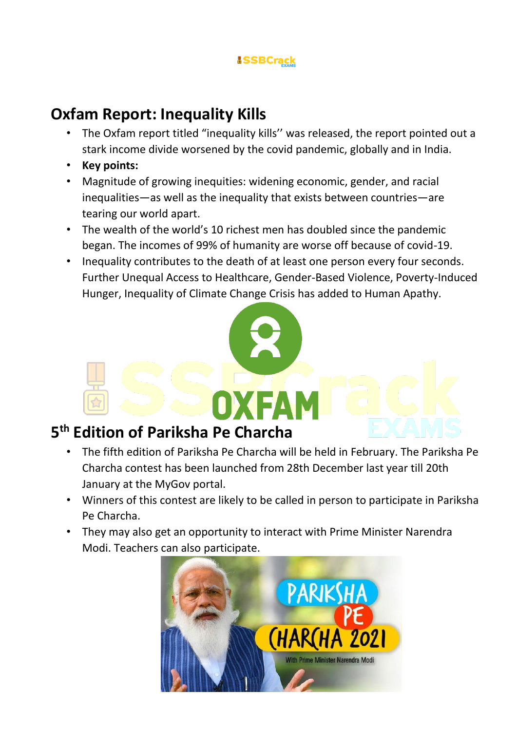## Oxfam Report: Inequality Kills

- The Oxfam report titled "inequality kills'' was released, the report pointed out a stark income divide worsened by the covid pandemic, globally and in India.
- **Key points:**
- Magnitude of growing inequities: widening economic, gender, and racial inequalities—as well as the inequality that exists between countries—are tearing our world apart.
- The wealth of the world's 10 richest men has doubled since the pandemic began. The incomes of 99% of humanity are worse off because of covid-19.
- Inequality contributes to the death of at least one person every four seconds. Further Unequal Access to Healthcare, Gender-Based Violence, Poverty-Induced Hunger, Inequality of Climate Change Crisis has added to Human Apathy.

## 5th Edition of Pariksha Pe Charcha

- The fifth edition of Pariksha Pe Charcha will be held in February. The Pariksha Pe Charcha contest has been launched from 28th December last year till 20th January at the MyGov portal.
- Winners of this contest are likely to be called in person to participate in Pariksha Pe Charcha.
- They may also get an opportunity to interact with Prime Minister Narendra Modi. Teachers can also participate.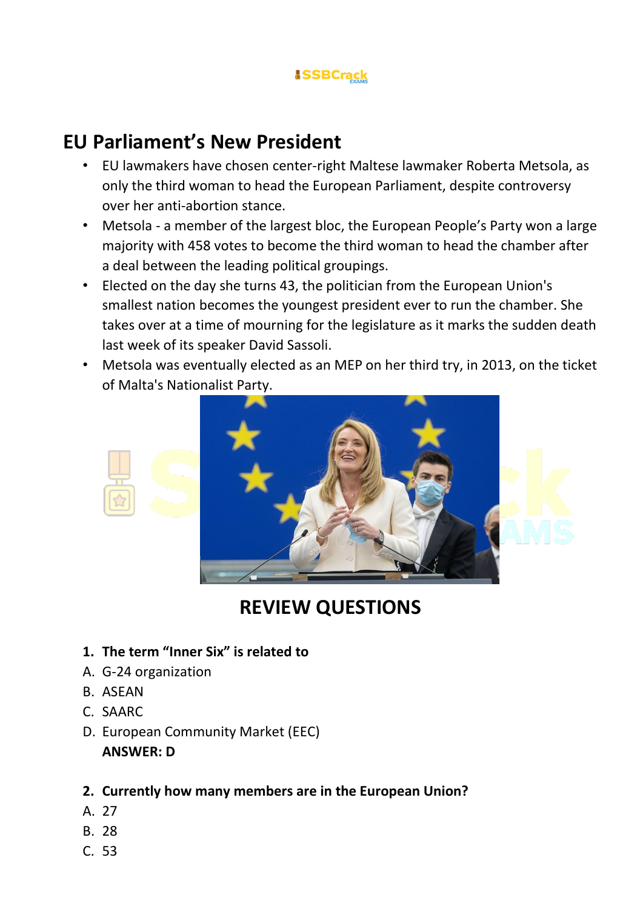## EU Parliament's New President

- EU lawmakers have chosen center-right Maltese lawmaker Roberta Metsola, as only the third woman to head the European Parliament, despite controversy over her anti-abortion stance.
- Metsola - a member of the largest bloc, the European People's Party won a large majority with 458 votes to become the third woman to head the chamber after a deal between the leading political groupings.
- Elected on the day she turns 43, the politician from the European Union's smallest nation becomes the youngest president ever to run the chamber. She takes over at a time of mourning for the legislature as it marks the sudden death last week of its speaker David Sassoli.
- Metsola was eventually elected as an MEP on her third try, in 2013, on the ticket of Malta's Nationalist Party.

## REVIEW QUESTIONS

**1. The term "Inner Six" is related to**

A. G-24 organization
B. ASEAN
C. SAARC
D. European Community Market (EEC)

**ANSWER: D**

**2. Currently how many members are in the European Union?**

A. 27
B. 28
C. 53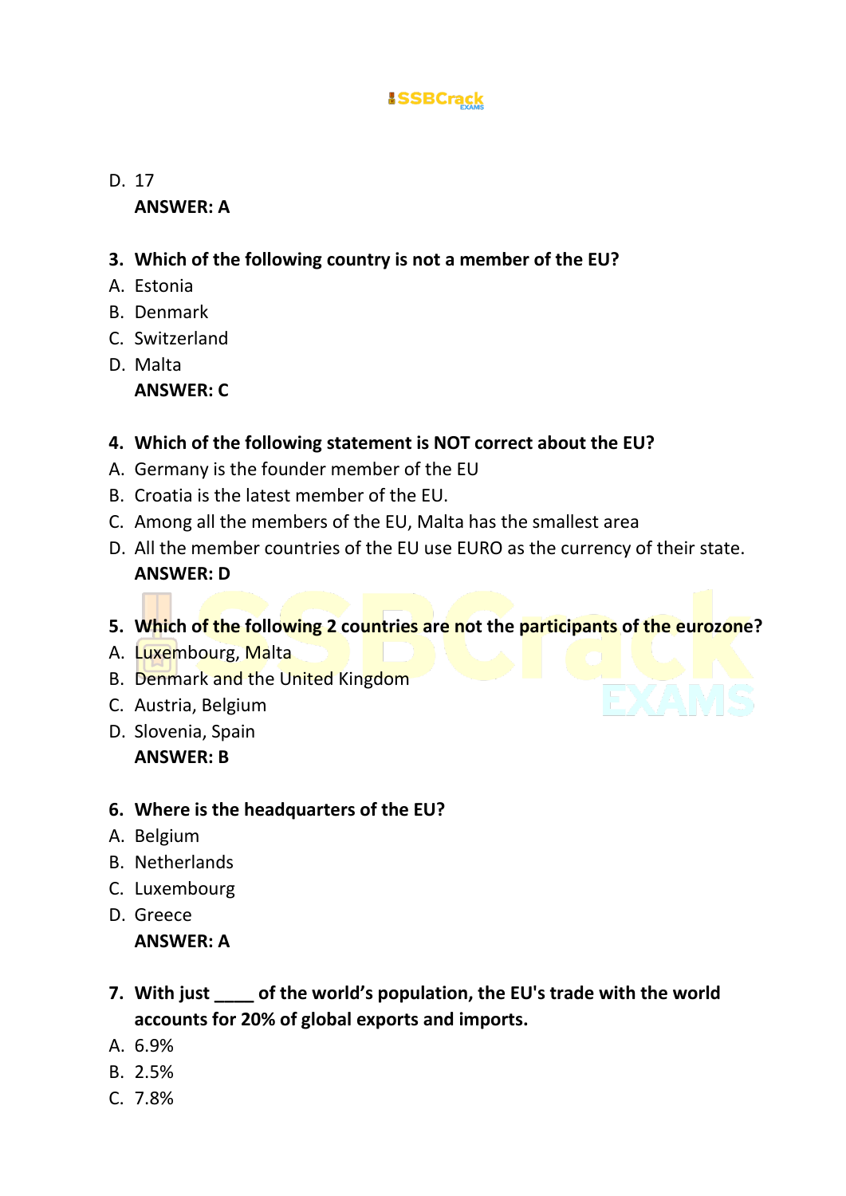D. 17

**ANSWER: A**

**3. Which of the following country is not a member of the EU?**

A. Estonia
B. Denmark
C. Switzerland
D. Malta

**ANSWER: C**

**4. Which of the following statement is NOT correct about the EU?**

A. Germany is the founder member of the EU
B. Croatia is the latest member of the EU.
C. Among all the members of the EU, Malta has the smallest area
D. All the member countries of the EU use EURO as the currency of their state.

**ANSWER: D**

**5. Which of the following 2 countries are not the participants of the eurozone?**

A. Luxembourg, Malta
B. Denmark and the United Kingdom
C. Austria, Belgium
D. Slovenia, Spain

**ANSWER: B**

**6. Where is the headquarters of the EU?**

A. Belgium
B. Netherlands
C. Luxembourg
D. Greece

**ANSWER: A**

**7. With just ____ of the world's population, the EU's trade with the world accounts for 20% of global exports and imports.**

A. 6.9%
B. 2.5%
C. 7.8%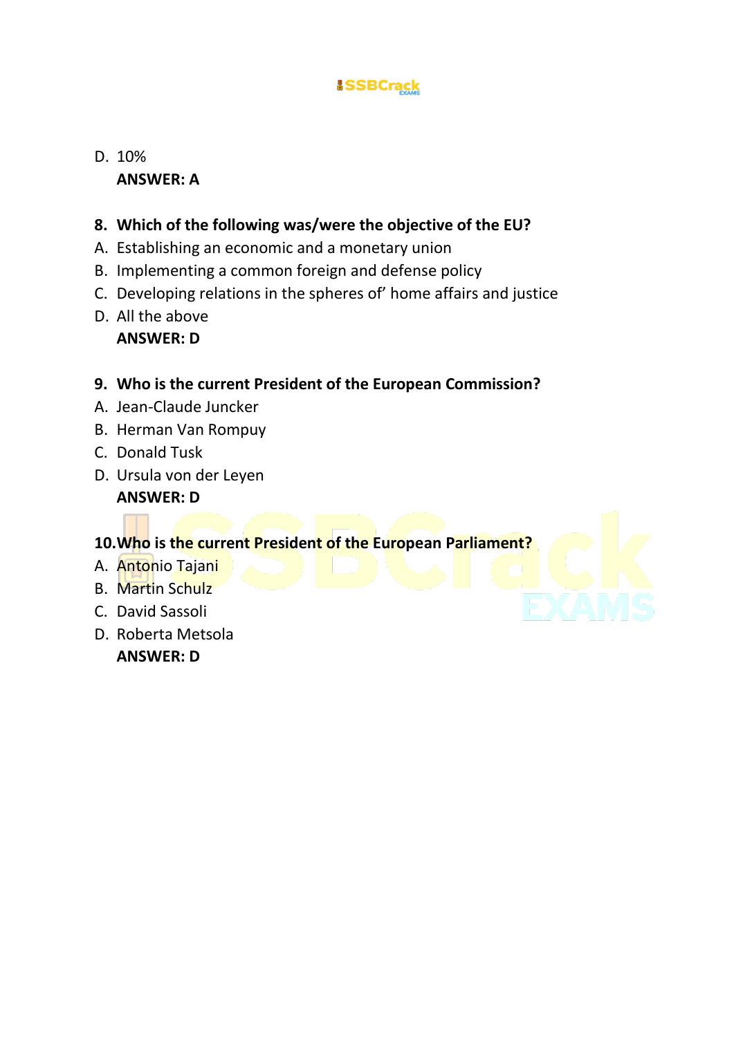D. 10%
**ANSWER: A**

**8. Which of the following was/were the objective of the EU?**

A. Establishing an economic and a monetary union
B. Implementing a common foreign and defense policy
C. Developing relations in the spheres of' home affairs and justice
D. All the above
**ANSWER: D**

**9. Who is the current President of the European Commission?**

A. Jean-Claude Juncker
B. Herman Van Rompuy
C. Donald Tusk
D. Ursula von der Leyen
**ANSWER: D**

**10. Who is the current President of the European Parliament?**

A. Antonio Tajani
B. Martin Schulz
C. David Sassoli
D. Roberta Metsola
**ANSWER: D**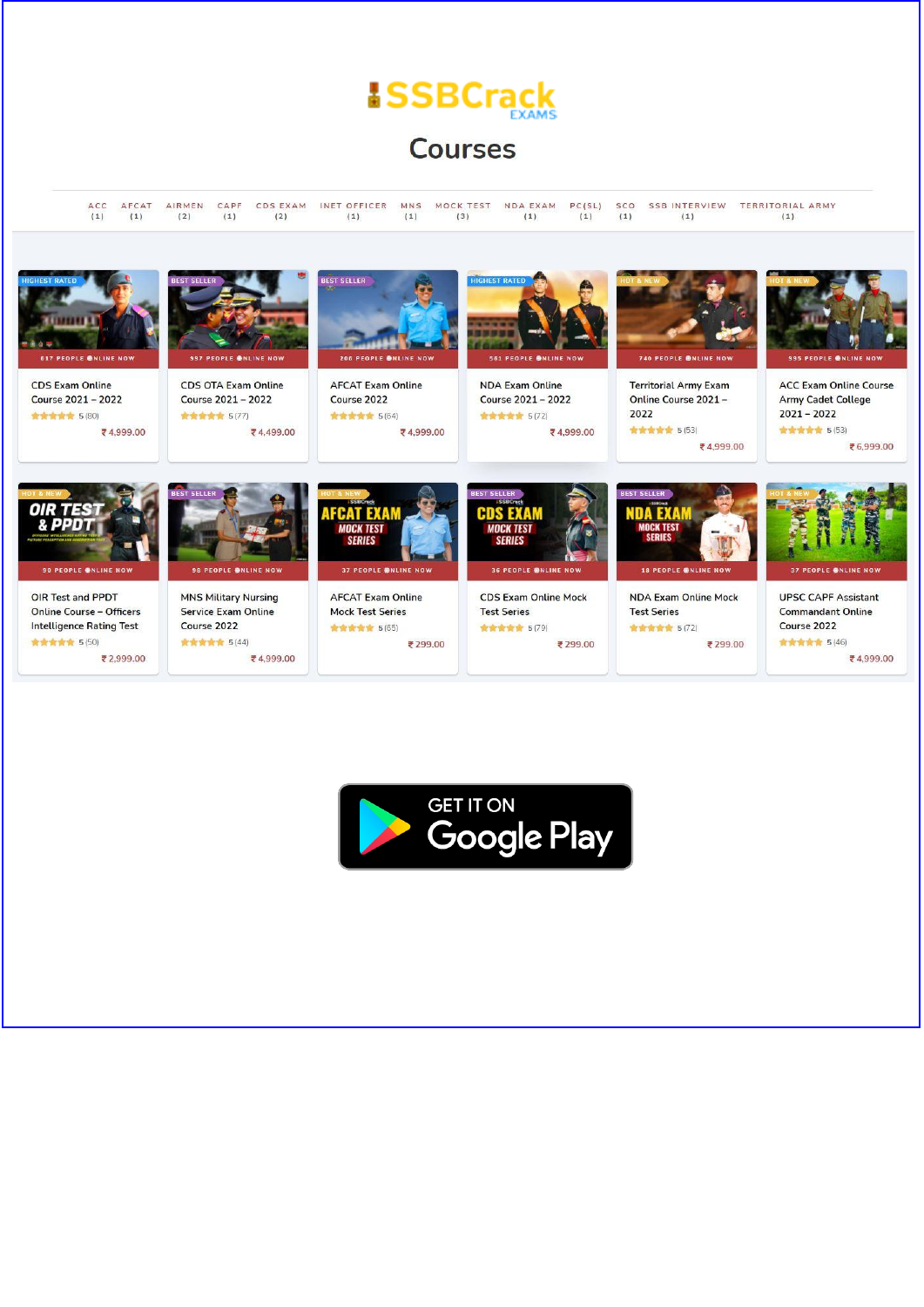SSBCrack EXAMS

# Courses

ACC (1) | AFCAT (1) | AIRMEN (2) | CAPF (1) | CDS EXAM (2) | INET OFFICER (1) | MNS (1) | MOCK TEST (3) | NDA EXAM (1) | PC(SL) (1) | SCO (1) | SSB INTERVIEW (1) | TERRITORIAL ARMY (1)

- HIGHEST RATED — 617 PEOPLE ONLINE NOW — CDS Exam Online Course 2021 – 2022 — 5 (80) — ₹ 4,999.00
- BEST SELLER — 997 PEOPLE ONLINE NOW — CDS OTA Exam Online Course 2021 – 2022 — 5 (77) — ₹ 4,499.00
- BEST SELLER — 200 PEOPLE ONLINE NOW — AFCAT Exam Online Course 2022 — 5 (64) — ₹ 4,999.00
- HIGHEST RATED — 561 PEOPLE ONLINE NOW — NDA Exam Online Course 2021 – 2022 — 5 (72) — ₹ 4,999.00
- HOT & NEW — 740 PEOPLE ONLINE NOW — Territorial Army Exam Online Course 2021 – 2022 — 5 (53) — ₹ 4,999.00
- HOT & NEW — 995 PEOPLE ONLINE NOW — ACC Exam Online Course Army Cadet College 2021 – 2022 — 5 (53) — ₹ 6,999.00
- HOT & NEW — 90 PEOPLE ONLINE NOW — OIR Test and PPDT Online Course – Officers Intelligence Rating Test — 5 (50) — ₹ 2,999.00
- BEST SELLER — 98 PEOPLE ONLINE NOW — MNS Military Nursing Service Exam Online Course 2022 — 5 (44) — ₹ 4,999.00
- HOT & NEW — 37 PEOPLE ONLINE NOW — AFCAT Exam Online Mock Test Series — 5 (65) — ₹ 299.00
- BEST SELLER — 36 PEOPLE ONLINE NOW — CDS Exam Online Mock Test Series — 5 (79) — ₹ 299.00
- BEST SELLER — 18 PEOPLE ONLINE NOW — NDA Exam Online Mock Test Series — 5 (72) — ₹ 299.00
- HOT & NEW — 37 PEOPLE ONLINE NOW — UPSC CAPF Assistant Commandant Online Course 2022 — 5 (46) — ₹ 4,999.00

GET IT ON Google Play